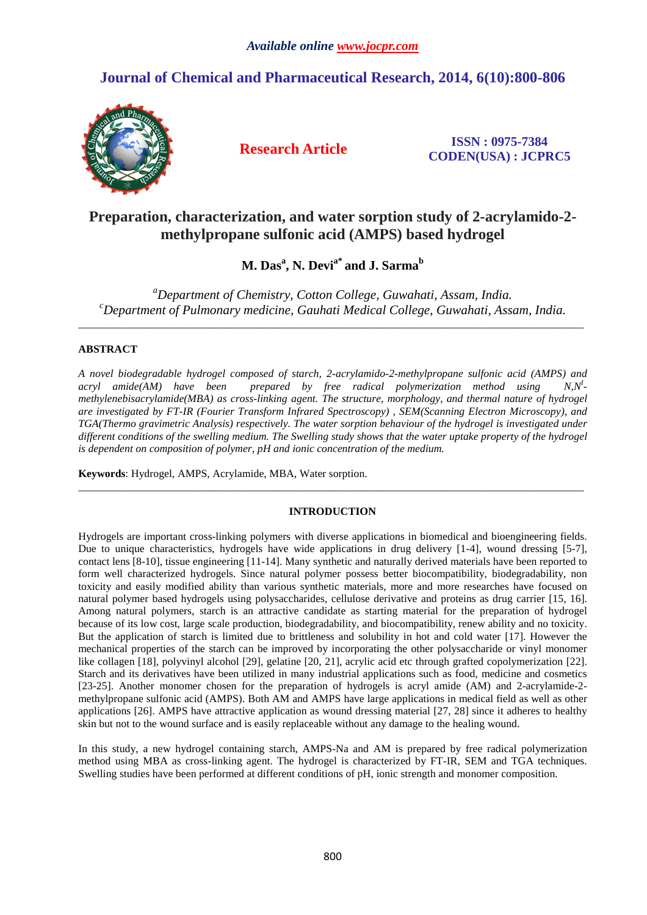*Available online www.jocpr.com*

## Journal of Chemical and Pharmaceutical Research, 2014, 6(10):800-806

**Research Article**

**ISSN : 0975-7384**
**CODEN(USA) : JCPRC5**

# Preparation, characterization, and water sorption study of 2-acrylamido-2-methylpropane sulfonic acid (AMPS) based hydrogel

**M. Das[a], N. Devi[a*] and J. Sarma[b]**

*[a]Department of Chemistry, Cotton College, Guwahati, Assam, India.*
*[c]Department of Pulmonary medicine, Gauhati Medical College, Guwahati, Assam, India.*

---

## ABSTRACT

*A novel biodegradable hydrogel composed of starch, 2-acrylamido-2-methylpropane sulfonic acid (AMPS) and acryl amide(AM) have been prepared by free radical polymerization method using N,N[I]-methylenebisacrylamide(MBA) as cross-linking agent. The structure, morphology, and thermal nature of hydrogel are investigated by FT-IR (Fourier Transform Infrared Spectroscopy) , SEM(Scanning Electron Microscopy), and TGA(Thermo gravimetric Analysis) respectively. The water sorption behaviour of the hydrogel is investigated under different conditions of the swelling medium. The Swelling study shows that the water uptake property of the hydrogel is dependent on composition of polymer, pH and ionic concentration of the medium.*

**Keywords**: Hydrogel, AMPS, Acrylamide, MBA, Water sorption.

---

## INTRODUCTION

Hydrogels are important cross-linking polymers with diverse applications in biomedical and bioengineering fields. Due to unique characteristics, hydrogels have wide applications in drug delivery [1-4], wound dressing [5-7], contact lens [8-10], tissue engineering [11-14]. Many synthetic and naturally derived materials have been reported to form well characterized hydrogels. Since natural polymer possess better biocompatibility, biodegradability, non toxicity and easily modified ability than various synthetic materials, more and more researches have focused on natural polymer based hydrogels using polysaccharides, cellulose derivative and proteins as drug carrier [15, 16]. Among natural polymers, starch is an attractive candidate as starting material for the preparation of hydrogel because of its low cost, large scale production, biodegradability, and biocompatibility, renew ability and no toxicity. But the application of starch is limited due to brittleness and solubility in hot and cold water [17]. However the mechanical properties of the starch can be improved by incorporating the other polysaccharide or vinyl monomer like collagen [18], polyvinyl alcohol [29], gelatine [20, 21], acrylic acid etc through grafted copolymerization [22]. Starch and its derivatives have been utilized in many industrial applications such as food, medicine and cosmetics [23-25]. Another monomer chosen for the preparation of hydrogels is acryl amide (AM) and 2-acrylamide-2-methylpropane sulfonic acid (AMPS). Both AM and AMPS have large applications in medical field as well as other applications [26]. AMPS have attractive application as wound dressing material [27, 28] since it adheres to healthy skin but not to the wound surface and is easily replaceable without any damage to the healing wound.

In this study, a new hydrogel containing starch, AMPS-Na and AM is prepared by free radical polymerization method using MBA as cross-linking agent. The hydrogel is characterized by FT-IR, SEM and TGA techniques. Swelling studies have been performed at different conditions of pH, ionic strength and monomer composition.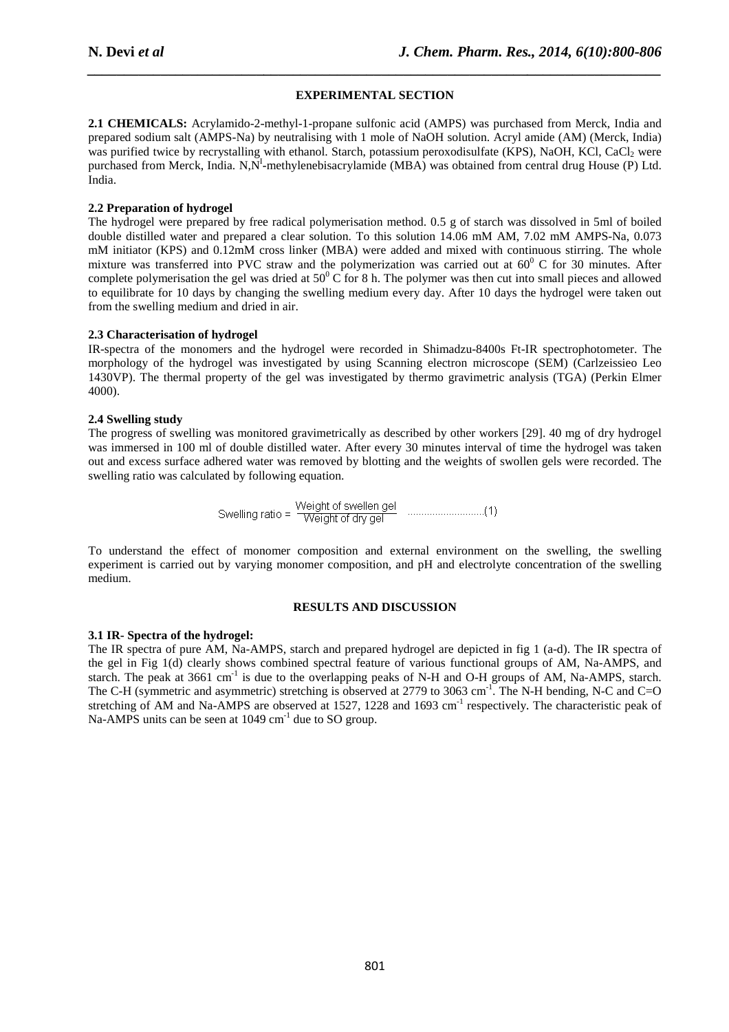## EXPERIMENTAL SECTION

**2.1 CHEMICALS:** Acrylamido-2-methyl-1-propane sulfonic acid (AMPS) was purchased from Merck, India and prepared sodium salt (AMPS-Na) by neutralising with 1 mole of NaOH solution. Acryl amide (AM) (Merck, India) was purified twice by recrystalling with ethanol. Starch, potassium peroxodisulfate (KPS), NaOH, KCl, $CaCl_2$ were purchased from Merck, India. N,N$^{I}$-methylenebisacrylamide (MBA) was obtained from central drug House (P) Ltd. India.

### 2.2 Preparation of hydrogel

The hydrogel were prepared by free radical polymerisation method. 0.5 g of starch was dissolved in 5ml of boiled double distilled water and prepared a clear solution. To this solution 14.06 mM AM, 7.02 mM AMPS-Na, 0.073 mM initiator (KPS) and 0.12mM cross linker (MBA) were added and mixed with continuous stirring. The whole mixture was transferred into PVC straw and the polymerization was carried out at $60^0$ C for 30 minutes. After complete polymerisation the gel was dried at $50^0$ C for 8 h. The polymer was then cut into small pieces and allowed to equilibrate for 10 days by changing the swelling medium every day. After 10 days the hydrogel were taken out from the swelling medium and dried in air.

### 2.3 Characterisation of hydrogel

IR-spectra of the monomers and the hydrogel were recorded in Shimadzu-8400s Ft-IR spectrophotometer. The morphology of the hydrogel was investigated by using Scanning electron microscope (SEM) (Carlzeissieo Leo 1430VP). The thermal property of the gel was investigated by thermo gravimetric analysis (TGA) (Perkin Elmer 4000).

### 2.4 Swelling study

The progress of swelling was monitored gravimetrically as described by other workers [29]. 40 mg of dry hydrogel was immersed in 100 ml of double distilled water. After every 30 minutes interval of time the hydrogel was taken out and excess surface adhered water was removed by blotting and the weights of swollen gels were recorded. The swelling ratio was calculated by following equation.

$$\text{Swelling ratio} = \frac{\text{Weight of swellen gel}}{\text{Weight of dry gel}} \quad \text{.........................(1)}$$

To understand the effect of monomer composition and external environment on the swelling, the swelling experiment is carried out by varying monomer composition, and pH and electrolyte concentration of the swelling medium.

## RESULTS AND DISCUSSION

### 3.1 IR- Spectra of the hydrogel:

The IR spectra of pure AM, Na-AMPS, starch and prepared hydrogel are depicted in fig 1 (a-d). The IR spectra of the gel in Fig 1(d) clearly shows combined spectral feature of various functional groups of AM, Na-AMPS, and starch. The peak at 3661 $cm^{-1}$ is due to the overlapping peaks of N-H and O-H groups of AM, Na-AMPS, starch. The C-H (symmetric and asymmetric) stretching is observed at 2779 to 3063 $cm^{-1}$. The N-H bending, N-C and C=O stretching of AM and Na-AMPS are observed at 1527, 1228 and 1693 $cm^{-1}$ respectively. The characteristic peak of Na-AMPS units can be seen at 1049 $cm^{-1}$ due to SO group.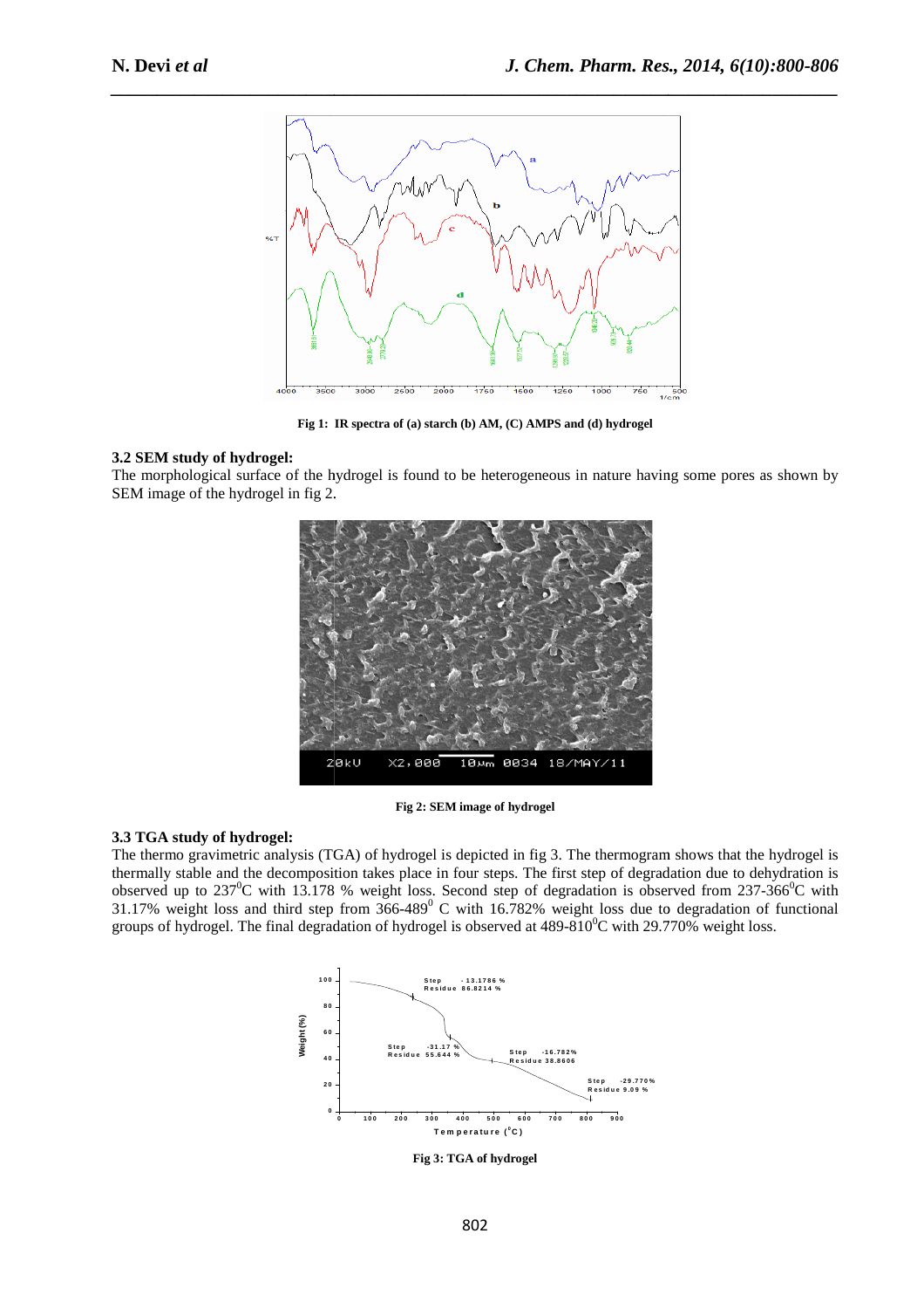Fig 1: IR spectra of (a) starch (b) AM, (C) AMPS and (d) hydrogel

### 3.2 SEM study of hydrogel:

The morphological surface of the hydrogel is found to be heterogeneous in nature having some pores as shown by SEM image of the hydrogel in fig 2.

Fig 2: SEM image of hydrogel

### 3.3 TGA study of hydrogel:

The thermo gravimetric analysis (TGA) of hydrogel is depicted in fig 3. The thermogram shows that the hydrogel is thermally stable and the decomposition takes place in four steps. The first step of degradation due to dehydration is observed up to 237$^0$C with 13.178 % weight loss. Second step of degradation is observed from 237-366$^0$C with 31.17% weight loss and third step from 366-489$^0$ C with 16.782% weight loss due to degradation of functional groups of hydrogel. The final degradation of hydrogel is observed at 489-810$^0$C with 29.770% weight loss.

Fig 3: TGA of hydrogel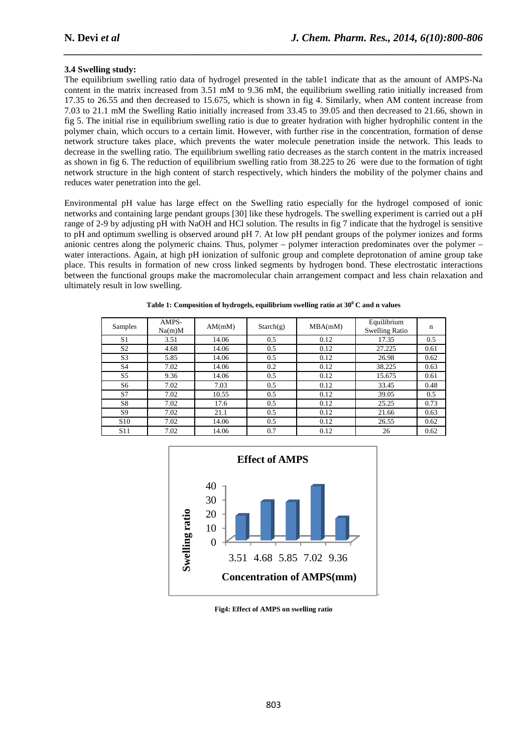### 3.4 Swelling study:

The equilibrium swelling ratio data of hydrogel presented in the table1 indicate that as the amount of AMPS-Na content in the matrix increased from 3.51 mM to 9.36 mM, the equilibrium swelling ratio initially increased from 17.35 to 26.55 and then decreased to 15.675, which is shown in fig 4. Similarly, when AM content increase from 7.03 to 21.1 mM the Swelling Ratio initially increased from 33.45 to 39.05 and then decreased to 21.66, shown in fig 5. The initial rise in equilibrium swelling ratio is due to greater hydration with higher hydrophilic content in the polymer chain, which occurs to a certain limit. However, with further rise in the concentration, formation of dense network structure takes place, which prevents the water molecule penetration inside the network. This leads to decrease in the swelling ratio. The equilibrium swelling ratio decreases as the starch content in the matrix increased as shown in fig 6. The reduction of equilibrium swelling ratio from 38.225 to 26 were due to the formation of tight network structure in the high content of starch respectively, which hinders the mobility of the polymer chains and reduces water penetration into the gel.

Environmental pH value has large effect on the Swelling ratio especially for the hydrogel composed of ionic networks and containing large pendant groups [30] like these hydrogels. The swelling experiment is carried out a pH range of 2-9 by adjusting pH with NaOH and HCl solution. The results in fig 7 indicate that the hydrogel is sensitive to pH and optimum swelling is observed around pH 7. At low pH pendant groups of the polymer ionizes and forms anionic centres along the polymeric chains. Thus, polymer – polymer interaction predominates over the polymer – water interactions. Again, at high pH ionization of sulfonic group and complete deprotonation of amine group take place. This results in formation of new cross linked segments by hydrogen bond. These electrostatic interactions between the functional groups make the macromolecular chain arrangement compact and less chain relaxation and ultimately result in low swelling.

**Table 1: Composition of hydrogels, equilibrium swelling ratio at $30^0$ C and n values**

| Samples | AMPS-Na(m)M | AM(mM) | Starch(g) | MBA(mM) | Equilibrium Swelling Ratio | n |
|---|---|---|---|---|---|---|
| S1 | 3.51 | 14.06 | 0.5 | 0.12 | 17.35 | 0.5 |
| S2 | 4.68 | 14.06 | 0.5 | 0.12 | 27.225 | 0.61 |
| S3 | 5.85 | 14.06 | 0.5 | 0.12 | 26.98 | 0.62 |
| S4 | 7.02 | 14.06 | 0.2 | 0.12 | 38.225 | 0.63 |
| S5 | 9.36 | 14.06 | 0.5 | 0.12 | 15.675 | 0.61 |
| S6 | 7.02 | 7.03 | 0.5 | 0.12 | 33.45 | 0.48 |
| S7 | 7.02 | 10.55 | 0.5 | 0.12 | 39.05 | 0.5 |
| S8 | 7.02 | 17.6 | 0.5 | 0.12 | 25.25 | 0.73 |
| S9 | 7.02 | 21.1 | 0.5 | 0.12 | 21.66 | 0.63 |
| S10 | 7.02 | 14.06 | 0.5 | 0.12 | 26.55 | 0.62 |
| S11 | 7.02 | 14.06 | 0.7 | 0.12 | 26 | 0.62 |

**Fig4: Effect of AMPS on swelling ratio**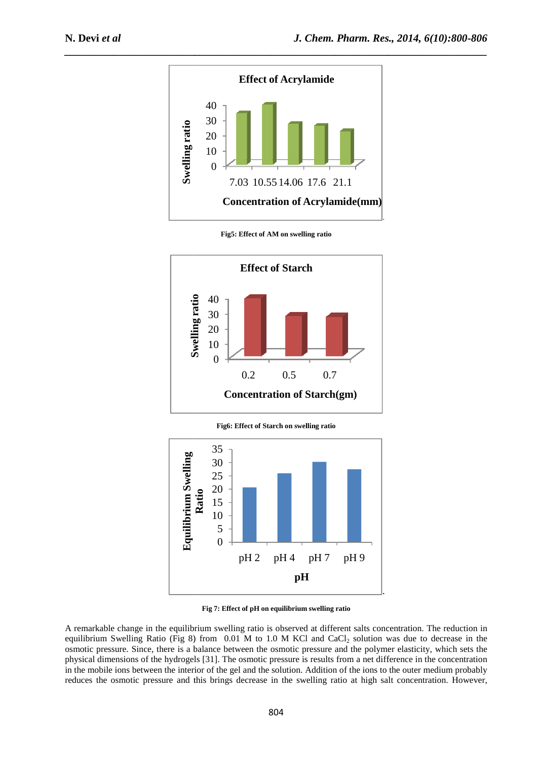Fig5: Effect of AM on swelling ratio

Fig6: Effect of Starch on swelling ratio

Fig 7: Effect of pH on equilibrium swelling ratio

A remarkable change in the equilibrium swelling ratio is observed at different salts concentration. The reduction in equilibrium Swelling Ratio (Fig 8) from 0.01 M to 1.0 M KCl and $CaCl_2$ solution was due to decrease in the osmotic pressure. Since, there is a balance between the osmotic pressure and the polymer elasticity, which sets the physical dimensions of the hydrogels [31]. The osmotic pressure is results from a net difference in the concentration in the mobile ions between the interior of the gel and the solution. Addition of the ions to the outer medium probably reduces the osmotic pressure and this brings decrease in the swelling ratio at high salt concentration. However,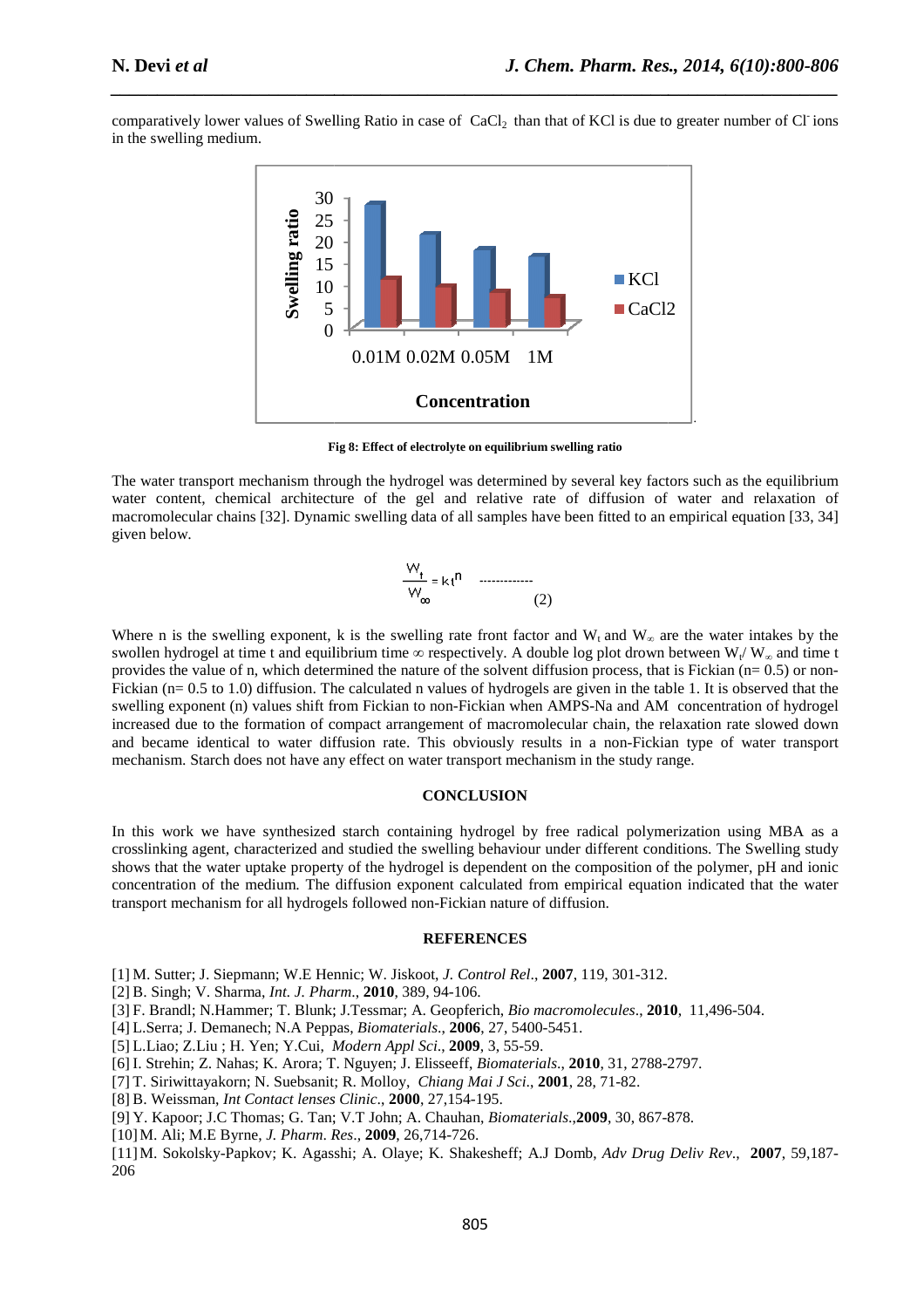comparatively lower values of Swelling Ratio in case of $CaCl_2$ than that of KCl is due to greater number of $Cl^-$ ions in the swelling medium.

**Fig 8: Effect of electrolyte on equilibrium swelling ratio**

The water transport mechanism through the hydrogel was determined by several key factors such as the equilibrium water content, chemical architecture of the gel and relative rate of diffusion of water and relaxation of macromolecular chains [32]. Dynamic swelling data of all samples have been fitted to an empirical equation [33, 34] given below.

$$\frac{W_t}{W_\infty} = kt^n \qquad (2)$$

Where n is the swelling exponent, k is the swelling rate front factor and $W_t$ and $W_\infty$ are the water intakes by the swollen hydrogel at time t and equilibrium time ∞ respectively. A double log plot drawn between $W_t/W_\infty$ and time t provides the value of n, which determined the nature of the solvent diffusion process, that is Fickian (n= 0.5) or non-Fickian (n= 0.5 to 1.0) diffusion. The calculated n values of hydrogels are given in the table 1. It is observed that the swelling exponent (n) values shift from Fickian to non-Fickian when AMPS-Na and AM concentration of hydrogel increased due to the formation of compact arrangement of macromolecular chain, the relaxation rate slowed down and became identical to water diffusion rate. This obviously results in a non-Fickian type of water transport mechanism. Starch does not have any effect on water transport mechanism in the study range.

## CONCLUSION

In this work we have synthesized starch containing hydrogel by free radical polymerization using MBA as a crosslinking agent, characterized and studied the swelling behaviour under different conditions. The Swelling study shows that the water uptake property of the hydrogel is dependent on the composition of the polymer, pH and ionic concentration of the medium. The diffusion exponent calculated from empirical equation indicated that the water transport mechanism for all hydrogels followed non-Fickian nature of diffusion.

## REFERENCES

[1] M. Sutter; J. Siepmann; W.E Hennic; W. Jiskoot, *J. Control Rel*., **2007**, 119, 301-312.
[2] B. Singh; V. Sharma, *Int. J. Pharm*., **2010**, 389, 94-106.
[3] F. Brandl; N.Hammer; T. Blunk; J.Tessmar; A. Geopferich, *Bio macromolecules*., **2010**, 11,496-504.
[4] L.Serra; J. Demanech; N.A Peppas, *Biomaterials*., **2006**, 27, 5400-5451.
[5] L.Liao; Z.Liu ; H. Yen; Y.Cui, *Modern Appl Sci*., **2009**, 3, 55-59.
[6] I. Strehin; Z. Nahas; K. Arora; T. Nguyen; J. Elisseeff, *Biomaterials*., **2010**, 31, 2788-2797.
[7] T. Siriwittayakorn; N. Suebsanit; R. Molloy, *Chiang Mai J Sci*., **2001**, 28, 71-82.
[8] B. Weissman, *Int Contact lenses Clinic*., **2000**, 27,154-195.
[9] Y. Kapoor; J.C Thomas; G. Tan; V.T John; A. Chauhan, *Biomaterials*.,**2009**, 30, 867-878.
[10] M. Ali; M.E Byrne, *J. Pharm. Res*., **2009**, 26,714-726.
[11] M. Sokolsky-Papkov; K. Agasshi; A. Olaye; K. Shakesheff; A.J Domb, *Adv Drug Deliv Rev*., **2007**, 59,187-206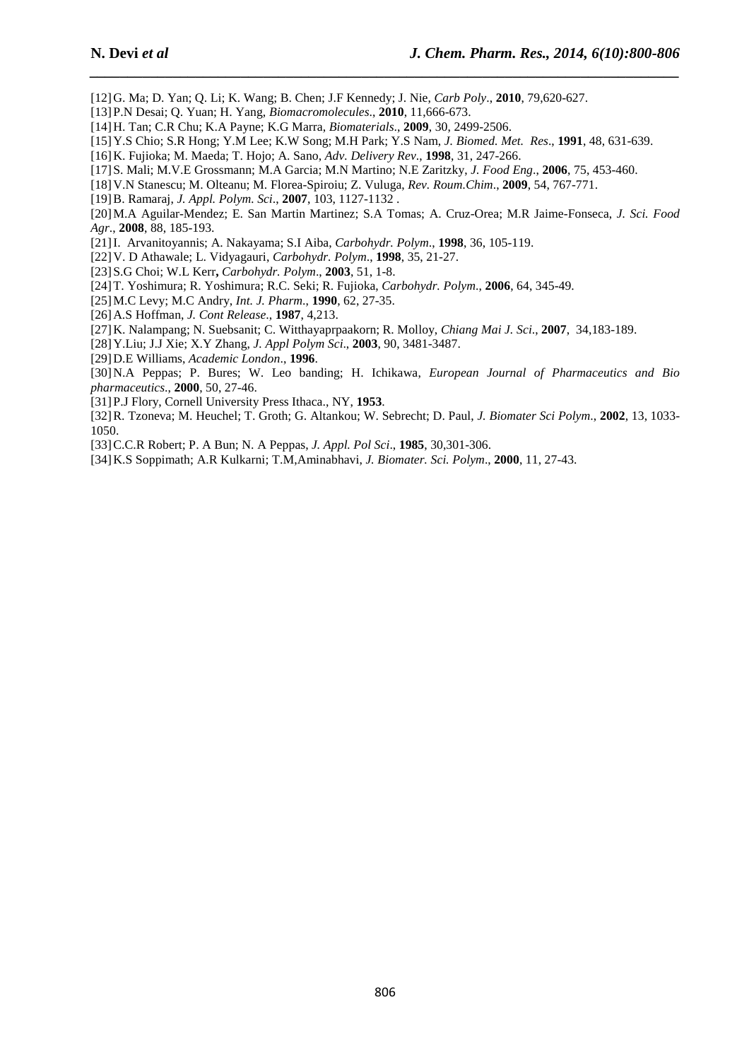[12] G. Ma; D. Yan; Q. Li; K. Wang; B. Chen; J.F Kennedy; J. Nie, *Carb Poly*., **2010**, 79,620-627.

[13] P.N Desai; Q. Yuan; H. Yang, *Biomacromolecules*., **2010**, 11,666-673.

[14] H. Tan; C.R Chu; K.A Payne; K.G Marra, *Biomaterials*., **2009**, 30, 2499-2506.

[15] Y.S Chio; S.R Hong; Y.M Lee; K.W Song; M.H Park; Y.S Nam, *J. Biomed. Met. Res*., **1991**, 48, 631-639.

[16] K. Fujioka; M. Maeda; T. Hojo; A. Sano, *Adv. Delivery Rev*., **1998**, 31, 247-266.

[17] S. Mali; M.V.E Grossmann; M.A Garcia; M.N Martino; N.E Zaritzky, *J. Food Eng*., **2006**, 75, 453-460.

[18] V.N Stanescu; M. Olteanu; M. Florea-Spiroiu; Z. Vuluga, *Rev. Roum.Chim*., **2009**, 54, 767-771.

[19] B. Ramaraj, *J. Appl. Polym. Sci*., **2007**, 103, 1127-1132 .

[20] M.A Aguilar-Mendez; E. San Martin Martinez; S.A Tomas; A. Cruz-Orea; M.R Jaime-Fonseca, *J. Sci. Food Agr*., **2008**, 88, 185-193.

[21] I. Arvanitoyannis; A. Nakayama; S.I Aiba, *Carbohydr. Polym*., **1998**, 36, 105-119.

[22] V. D Athawale; L. Vidyagauri, *Carbohydr. Polym*., **1998**, 35, 21-27.

[23] S.G Choi; W.L Kerr**,** *Carbohydr. Polym*., **2003**, 51, 1-8.

[24] T. Yoshimura; R. Yoshimura; R.C. Seki; R. Fujioka, *Carbohydr. Polym*., **2006**, 64, 345-49.

[25] M.C Levy; M.C Andry, *Int. J. Pharm*., **1990**, 62, 27-35.

[26] A.S Hoffman, *J. Cont Release*., **1987**, 4,213.

[27] K. Nalampang; N. Suebsanit; C. Witthayaprpaakorn; R. Molloy, *Chiang Mai J. Sci*., **2007**, 34,183-189.

[28] Y.Liu; J.J Xie; X.Y Zhang, *J. Appl Polym Sci*., **2003**, 90, 3481-3487.

[29] D.E Williams, *Academic London*., **1996**.

[30] N.A Peppas; P. Bures; W. Leo banding; H. Ichikawa, *European Journal of Pharmaceutics and Bio pharmaceutics*., **2000**, 50, 27-46.

[31] P.J Flory, Cornell University Press Ithaca., NY, **1953**.

[32] R. Tzoneva; M. Heuchel; T. Groth; G. Altankou; W. Sebrecht; D. Paul, *J. Biomater Sci Polym*., **2002**, 13, 1033-1050.

[33] C.C.R Robert; P. A Bun; N. A Peppas, *J. Appl. Pol Sci*., **1985**, 30,301-306.

[34] K.S Soppimath; A.R Kulkarni; T.M,Aminabhavi, *J. Biomater. Sci. Polym*., **2000**, 11, 27-43.